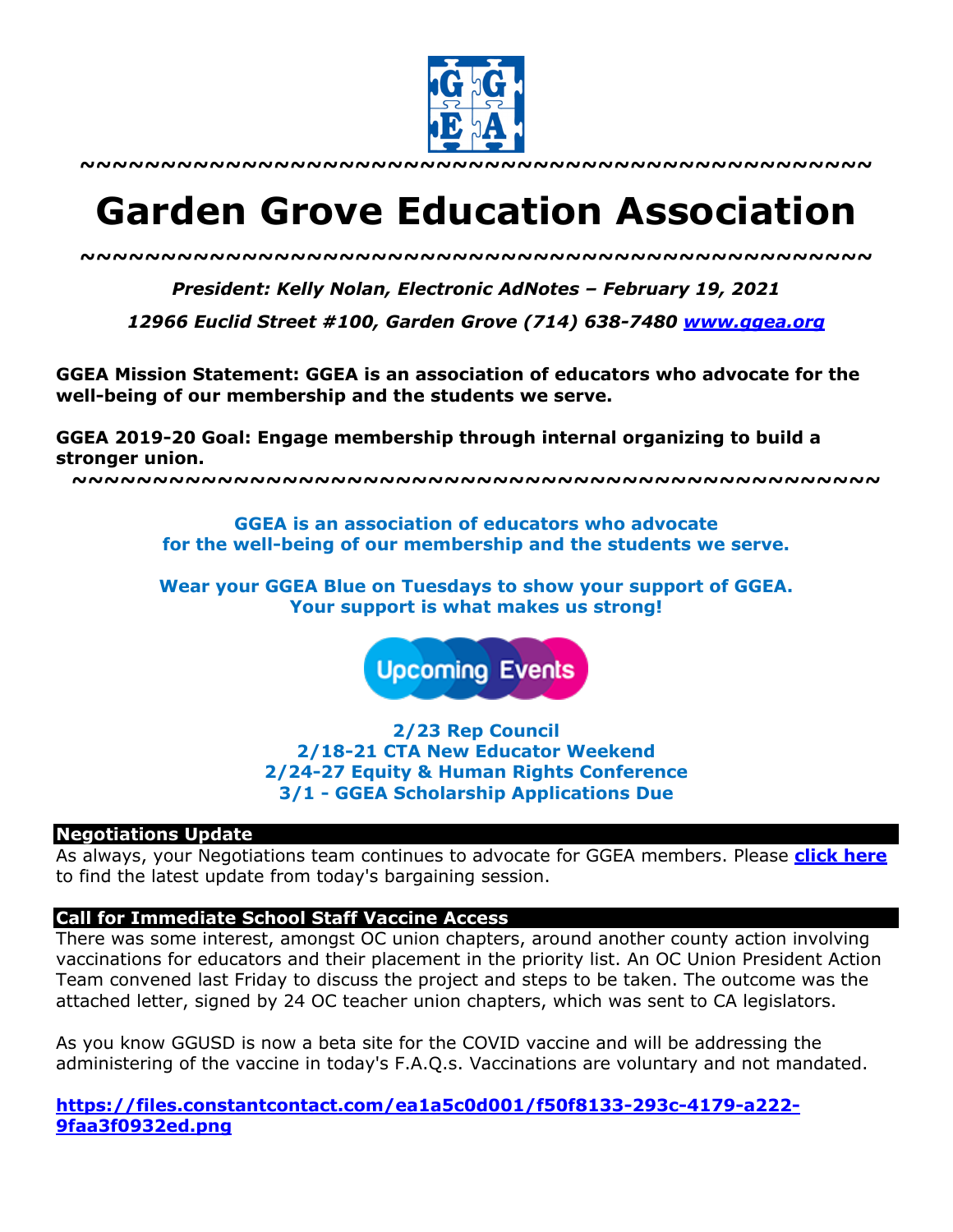~~~~~~~~~~~~~~~~~~~~~~~~~~~~~~~~~~~~~~~~~~~~~~~

# Garden Grove Education Association

~~~~~~~~~~~~~~~~~~~~~~~~~~~~~~~~~~~~~~~~~~~~~~~

***President: Kelly Nolan, Electronic AdNotes – February 19, 2021***

***12966 Euclid Street #100, Garden Grove (714) 638-7480 [www.ggea.org](http://www.ggea.org)***

**GGEA Mission Statement: GGEA is an association of educators who advocate for the well-being of our membership and the students we serve.**

**GGEA 2019-20 Goal: Engage membership through internal organizing to build a stronger union.**

~~~~~~~~~~~~~~~~~~~~~~~~~~~~~~~~~~~~~~~~~~~~~~~

**GGEA is an association of educators who advocate for the well-being of our membership and the students we serve.**

**Wear your GGEA Blue on Tuesdays to show your support of GGEA. Your support is what makes us strong!**

Upcoming Events

**2/23 Rep Council**
**2/18-21 CTA New Educator Weekend**
**2/24-27 Equity & Human Rights Conference**
**3/1 - GGEA Scholarship Applications Due**

### Negotiations Update

As always, your Negotiations team continues to advocate for GGEA members. Please **click here** to find the latest update from today's bargaining session.

### Call for Immediate School Staff Vaccine Access

There was some interest, amongst OC union chapters, around another county action involving vaccinations for educators and their placement in the priority list. An OC Union President Action Team convened last Friday to discuss the project and steps to be taken. The outcome was the attached letter, signed by 24 OC teacher union chapters, which was sent to CA legislators.

As you know GGUSD is now a beta site for the COVID vaccine and will be addressing the administering of the vaccine in today's F.A.Q.s. Vaccinations are voluntary and not mandated.

**https://files.constantcontact.com/ea1a5c0d001/f50f8133-293c-4179-a222-9faa3f0932ed.png**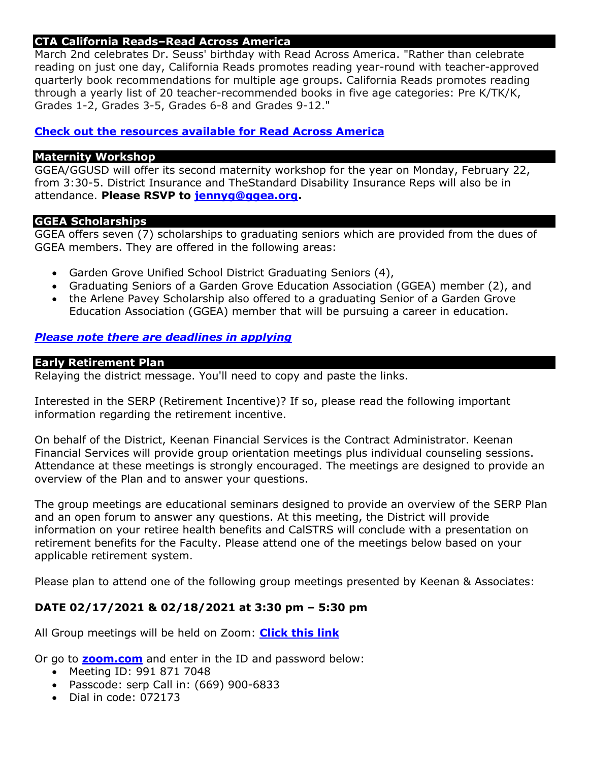## CTA California Reads–Read Across America

March 2nd celebrates Dr. Seuss' birthday with Read Across America. "Rather than celebrate reading on just one day, California Reads promotes reading year-round with teacher-approved quarterly book recommendations for multiple age groups. California Reads promotes reading through a yearly list of 20 teacher-recommended books in five age categories: Pre K/TK/K, Grades 1-2, Grades 3-5, Grades 6-8 and Grades 9-12."

**Check out the resources available for Read Across America**

## Maternity Workshop

GGEA/GGUSD will offer its second maternity workshop for the year on Monday, February 22, from 3:30-5. District Insurance and TheStandard Disability Insurance Reps will also be in attendance. **Please RSVP to jennyg@ggea.org.**

## GGEA Scholarships

GGEA offers seven (7) scholarships to graduating seniors which are provided from the dues of GGEA members. They are offered in the following areas:

- Garden Grove Unified School District Graduating Seniors (4),
- Graduating Seniors of a Garden Grove Education Association (GGEA) member (2), and
- the Arlene Pavey Scholarship also offered to a graduating Senior of a Garden Grove Education Association (GGEA) member that will be pursuing a career in education.

***Please note there are deadlines in applying***

## Early Retirement Plan

Relaying the district message. You'll need to copy and paste the links.

Interested in the SERP (Retirement Incentive)? If so, please read the following important information regarding the retirement incentive.

On behalf of the District, Keenan Financial Services is the Contract Administrator. Keenan Financial Services will provide group orientation meetings plus individual counseling sessions. Attendance at these meetings is strongly encouraged. The meetings are designed to provide an overview of the Plan and to answer your questions.

The group meetings are educational seminars designed to provide an overview of the SERP Plan and an open forum to answer any questions. At this meeting, the District will provide information on your retiree health benefits and CalSTRS will conclude with a presentation on retirement benefits for the Faculty. Please attend one of the meetings below based on your applicable retirement system.

Please plan to attend one of the following group meetings presented by Keenan & Associates:

**DATE 02/17/2021 & 02/18/2021 at 3:30 pm – 5:30 pm**

All Group meetings will be held on Zoom: **Click this link**

Or go to **zoom.com** and enter in the ID and password below:

- Meeting ID: 991 871 7048
- Passcode: serp Call in: (669) 900-6833
- Dial in code: 072173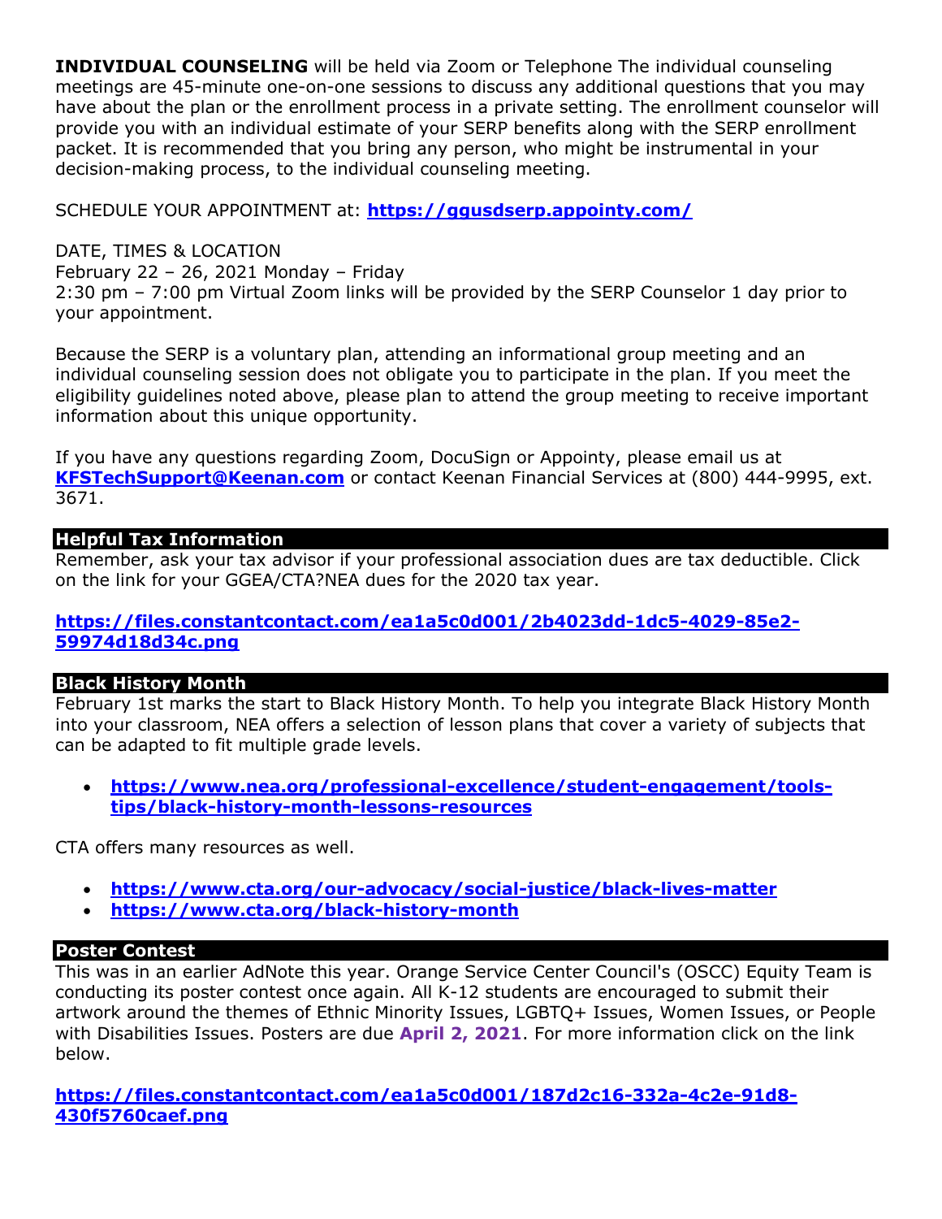**INDIVIDUAL COUNSELING** will be held via Zoom or Telephone The individual counseling meetings are 45-minute one-on-one sessions to discuss any additional questions that you may have about the plan or the enrollment process in a private setting. The enrollment counselor will provide you with an individual estimate of your SERP benefits along with the SERP enrollment packet. It is recommended that you bring any person, who might be instrumental in your decision-making process, to the individual counseling meeting.

SCHEDULE YOUR APPOINTMENT at: **https://ggusdserp.appointy.com/**

DATE, TIMES & LOCATION
February 22 – 26, 2021 Monday – Friday
2:30 pm – 7:00 pm Virtual Zoom links will be provided by the SERP Counselor 1 day prior to your appointment.

Because the SERP is a voluntary plan, attending an informational group meeting and an individual counseling session does not obligate you to participate in the plan. If you meet the eligibility guidelines noted above, please plan to attend the group meeting to receive important information about this unique opportunity.

If you have any questions regarding Zoom, DocuSign or Appointy, please email us at **KFSTechSupport@Keenan.com** or contact Keenan Financial Services at (800) 444-9995, ext. 3671.

## Helpful Tax Information

Remember, ask your tax advisor if your professional association dues are tax deductible. Click on the link for your GGEA/CTA?NEA dues for the 2020 tax year.

**https://files.constantcontact.com/ea1a5c0d001/2b4023dd-1dc5-4029-85e2-59974d18d34c.png**

## Black History Month

February 1st marks the start to Black History Month. To help you integrate Black History Month into your classroom, NEA offers a selection of lesson plans that cover a variety of subjects that can be adapted to fit multiple grade levels.

- **https://www.nea.org/professional-excellence/student-engagement/tools-tips/black-history-month-lessons-resources**

CTA offers many resources as well.

- **https://www.cta.org/our-advocacy/social-justice/black-lives-matter**
- **https://www.cta.org/black-history-month**

## Poster Contest

This was in an earlier AdNote this year. Orange Service Center Council's (OSCC) Equity Team is conducting its poster contest once again. All K-12 students are encouraged to submit their artwork around the themes of Ethnic Minority Issues, LGBTQ+ Issues, Women Issues, or People with Disabilities Issues. Posters are due **April 2, 2021**. For more information click on the link below.

**https://files.constantcontact.com/ea1a5c0d001/187d2c16-332a-4c2e-91d8-430f5760caef.png**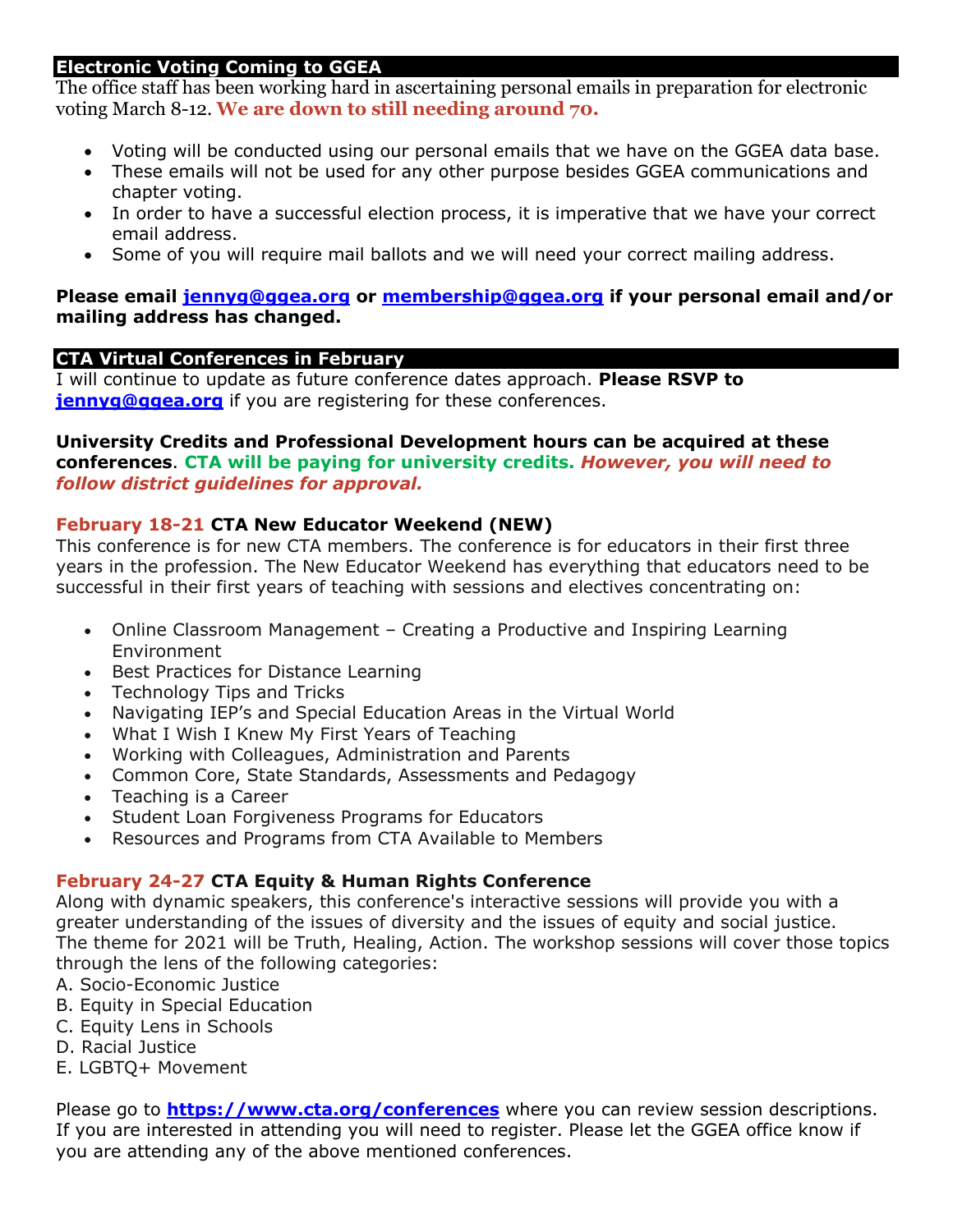## Electronic Voting Coming to GGEA

The office staff has been working hard in ascertaining personal emails in preparation for electronic voting March 8-12. **We are down to still needing around 70.**

- Voting will be conducted using our personal emails that we have on the GGEA data base.
- These emails will not be used for any other purpose besides GGEA communications and chapter voting.
- In order to have a successful election process, it is imperative that we have your correct email address.
- Some of you will require mail ballots and we will need your correct mailing address.

**Please email jennyg@ggea.org or membership@ggea.org if your personal email and/or mailing address has changed.**

## CTA Virtual Conferences in February

I will continue to update as future conference dates approach. **Please RSVP to jennyg@ggea.org** if you are registering for these conferences.

**University Credits and Professional Development hours can be acquired at these conferences**. **CTA will be paying for university credits.** ***However, you will need to follow district guidelines for approval.***

**February 18-21 CTA New Educator Weekend (NEW)**

This conference is for new CTA members. The conference is for educators in their first three years in the profession. The New Educator Weekend has everything that educators need to be successful in their first years of teaching with sessions and electives concentrating on:

- Online Classroom Management – Creating a Productive and Inspiring Learning Environment
- Best Practices for Distance Learning
- Technology Tips and Tricks
- Navigating IEP's and Special Education Areas in the Virtual World
- What I Wish I Knew My First Years of Teaching
- Working with Colleagues, Administration and Parents
- Common Core, State Standards, Assessments and Pedagogy
- Teaching is a Career
- Student Loan Forgiveness Programs for Educators
- Resources and Programs from CTA Available to Members

**February 24-27 CTA Equity & Human Rights Conference**

Along with dynamic speakers, this conference's interactive sessions will provide you with a greater understanding of the issues of diversity and the issues of equity and social justice. The theme for 2021 will be Truth, Healing, Action. The workshop sessions will cover those topics through the lens of the following categories:

A. Socio-Economic Justice
B. Equity in Special Education
C. Equity Lens in Schools
D. Racial Justice
E. LGBTQ+ Movement

Please go to **https://www.cta.org/conferences** where you can review session descriptions. If you are interested in attending you will need to register. Please let the GGEA office know if you are attending any of the above mentioned conferences.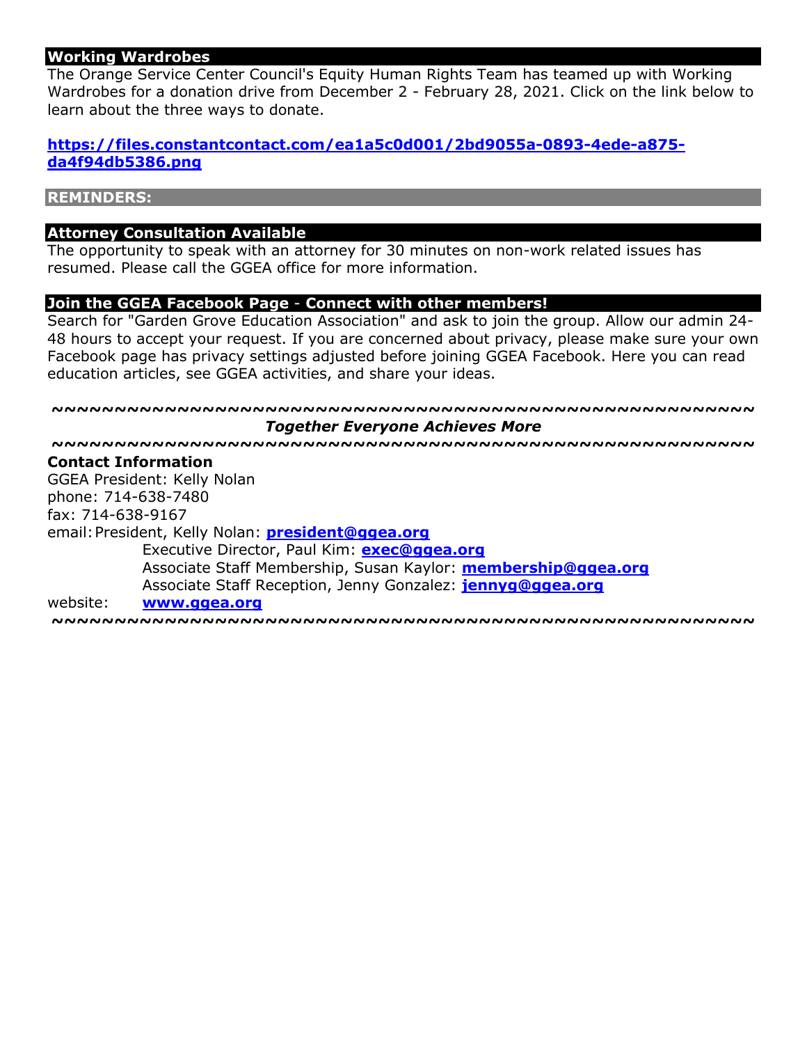## Working Wardrobes

The Orange Service Center Council's Equity Human Rights Team has teamed up with Working Wardrobes for a donation drive from December 2 - February 28, 2021. Click on the link below to learn about the three ways to donate.

**https://files.constantcontact.com/ea1a5c0d001/2bd9055a-0893-4ede-a875-da4f94db5386.png**

## REMINDERS:

## Attorney Consultation Available

The opportunity to speak with an attorney for 30 minutes on non-work related issues has resumed. Please call the GGEA office for more information.

## Join the GGEA Facebook Page - Connect with other members!

Search for "Garden Grove Education Association" and ask to join the group. Allow our admin 24-48 hours to accept your request. If you are concerned about privacy, please make sure your own Facebook page has privacy settings adjusted before joining GGEA Facebook. Here you can read education articles, see GGEA activities, and share your ideas.

~~~~~~~~~~~~~~~~~~~~~~~~~~~~~~~~~~~~~~~~~~~~~~~~~~~~~~~

***Together Everyone Achieves More***

~~~~~~~~~~~~~~~~~~~~~~~~~~~~~~~~~~~~~~~~~~~~~~~~~~~~~~~

**Contact Information**

GGEA President: Kelly Nolan
phone: 714-638-7480
fax: 714-638-9167
email: President, Kelly Nolan: **president@ggea.org**
Executive Director, Paul Kim: **exec@ggea.org**
Associate Staff Membership, Susan Kaylor: **membership@ggea.org**
Associate Staff Reception, Jenny Gonzalez: **jennyg@ggea.org**
website: **www.ggea.org**

~~~~~~~~~~~~~~~~~~~~~~~~~~~~~~~~~~~~~~~~~~~~~~~~~~~~~~~